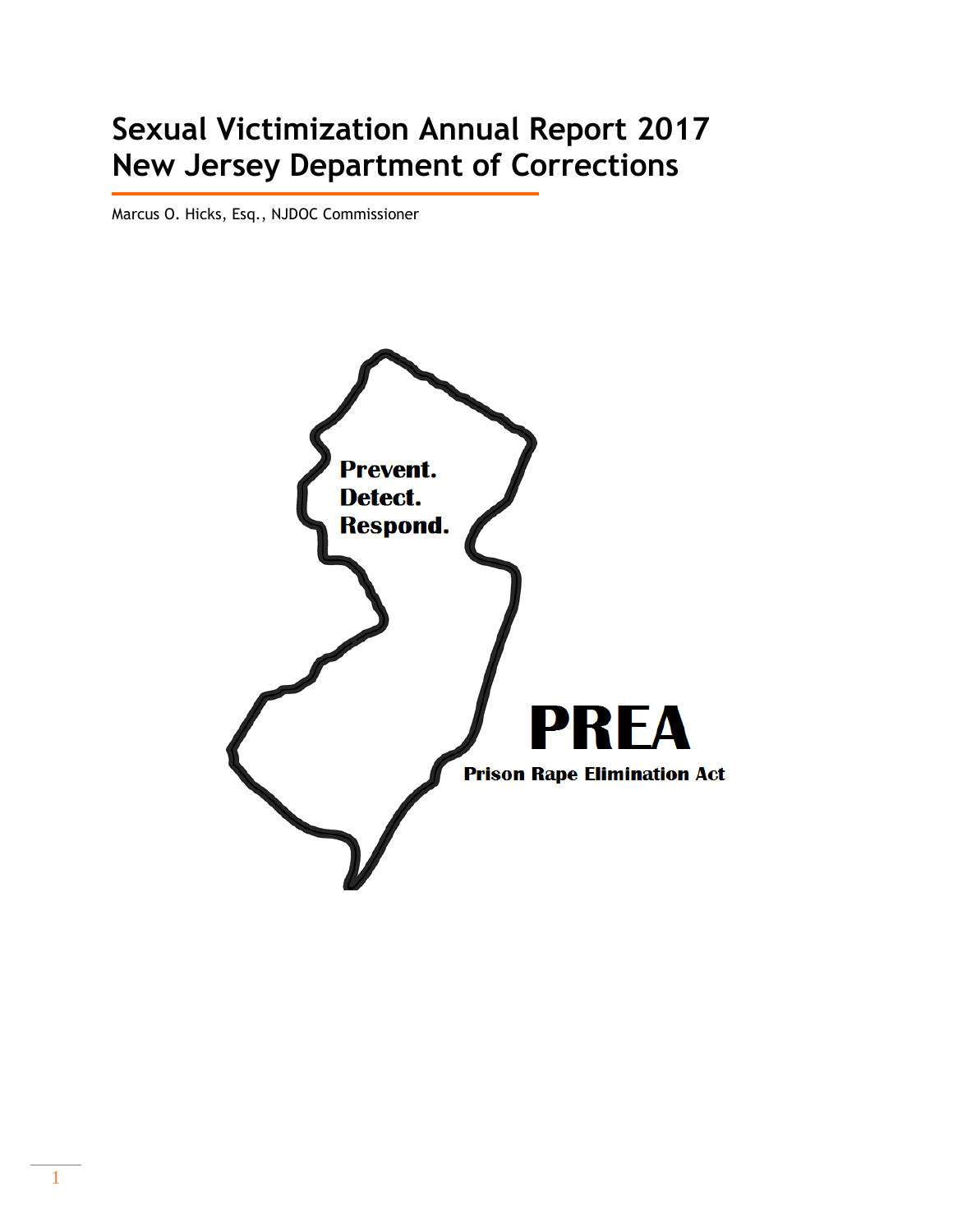# Sexual Victimization Annual Report 2017
# New Jersey Department of Corrections

Marcus O. Hicks, Esq., NJDOC Commissioner

**Prevent.**
**Detect.**
**Respond.**

**PREA**

**Prison Rape Elimination Act**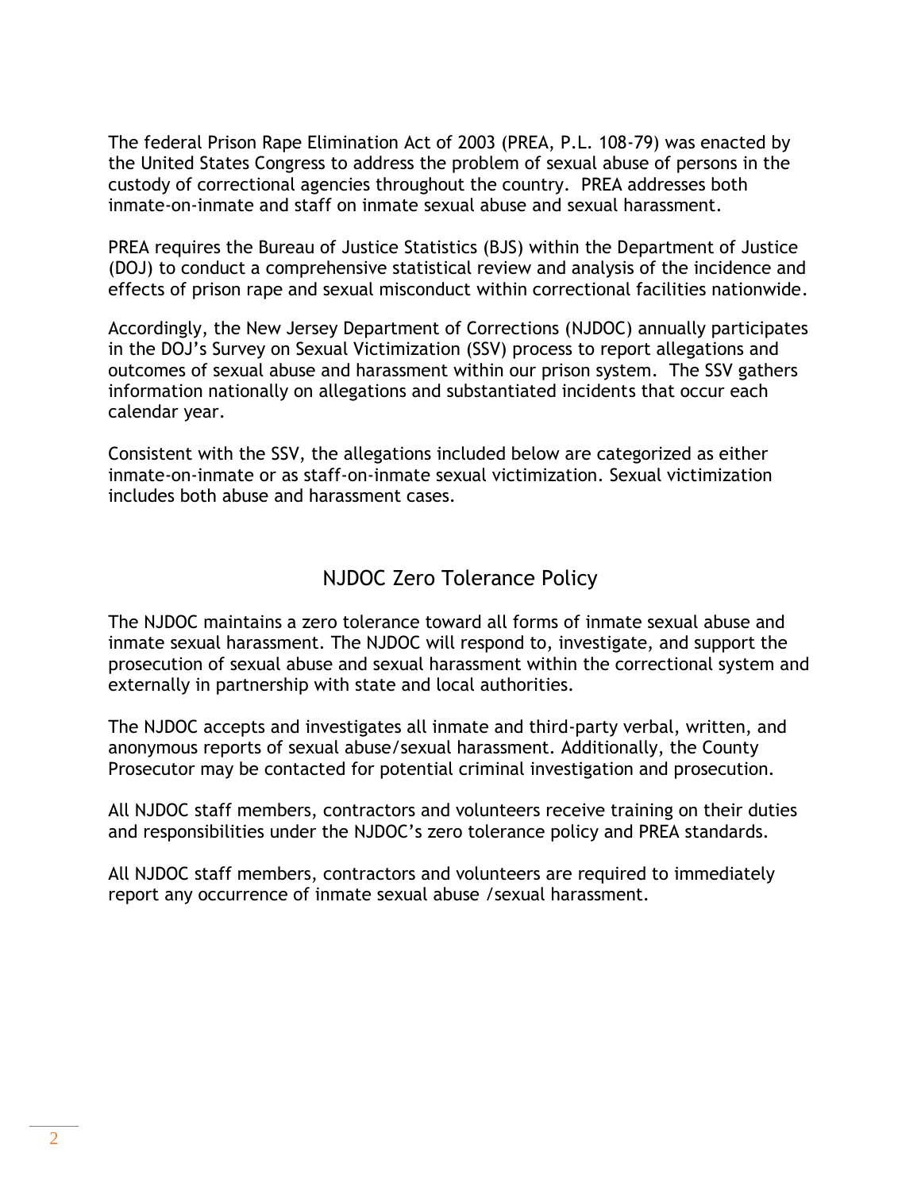The federal Prison Rape Elimination Act of 2003 (PREA, P.L. 108-79) was enacted by the United States Congress to address the problem of sexual abuse of persons in the custody of correctional agencies throughout the country. PREA addresses both inmate-on-inmate and staff on inmate sexual abuse and sexual harassment.

PREA requires the Bureau of Justice Statistics (BJS) within the Department of Justice (DOJ) to conduct a comprehensive statistical review and analysis of the incidence and effects of prison rape and sexual misconduct within correctional facilities nationwide.

Accordingly, the New Jersey Department of Corrections (NJDOC) annually participates in the DOJ's Survey on Sexual Victimization (SSV) process to report allegations and outcomes of sexual abuse and harassment within our prison system. The SSV gathers information nationally on allegations and substantiated incidents that occur each calendar year.

Consistent with the SSV, the allegations included below are categorized as either inmate-on-inmate or as staff-on-inmate sexual victimization. Sexual victimization includes both abuse and harassment cases.

## NJDOC Zero Tolerance Policy

The NJDOC maintains a zero tolerance toward all forms of inmate sexual abuse and inmate sexual harassment. The NJDOC will respond to, investigate, and support the prosecution of sexual abuse and sexual harassment within the correctional system and externally in partnership with state and local authorities.

The NJDOC accepts and investigates all inmate and third-party verbal, written, and anonymous reports of sexual abuse/sexual harassment. Additionally, the County Prosecutor may be contacted for potential criminal investigation and prosecution.

All NJDOC staff members, contractors and volunteers receive training on their duties and responsibilities under the NJDOC's zero tolerance policy and PREA standards.

All NJDOC staff members, contractors and volunteers are required to immediately report any occurrence of inmate sexual abuse /sexual harassment.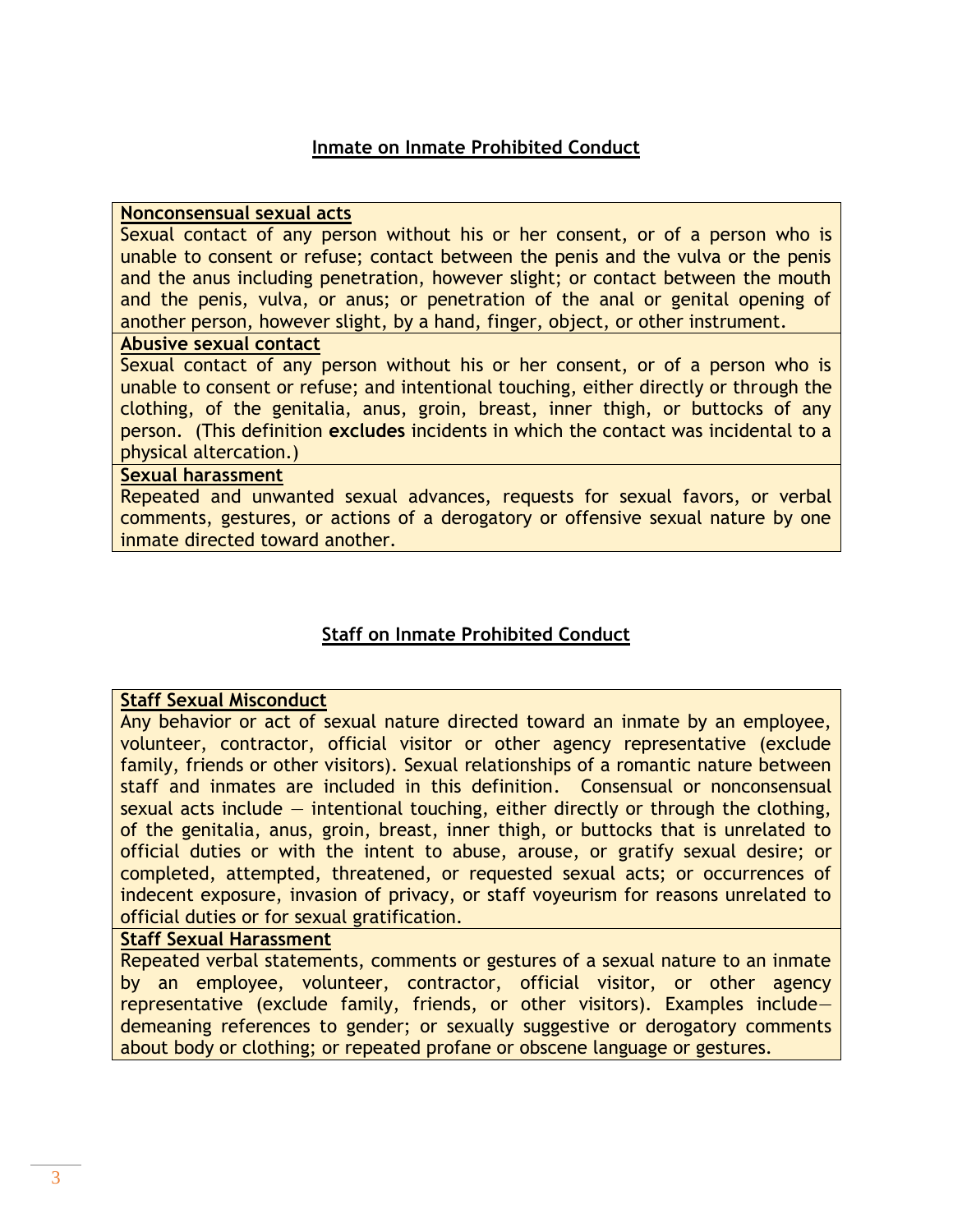## Inmate on Inmate Prohibited Conduct

**Nonconsensual sexual acts**

Sexual contact of any person without his or her consent, or of a person who is unable to consent or refuse; contact between the penis and the vulva or the penis and the anus including penetration, however slight; or contact between the mouth and the penis, vulva, or anus; or penetration of the anal or genital opening of another person, however slight, by a hand, finger, object, or other instrument.

**Abusive sexual contact**

Sexual contact of any person without his or her consent, or of a person who is unable to consent or refuse; and intentional touching, either directly or through the clothing, of the genitalia, anus, groin, breast, inner thigh, or buttocks of any person. (This definition **excludes** incidents in which the contact was incidental to a physical altercation.)

**Sexual harassment**

Repeated and unwanted sexual advances, requests for sexual favors, or verbal comments, gestures, or actions of a derogatory or offensive sexual nature by one inmate directed toward another.

## Staff on Inmate Prohibited Conduct

**Staff Sexual Misconduct**

Any behavior or act of sexual nature directed toward an inmate by an employee, volunteer, contractor, official visitor or other agency representative (exclude family, friends or other visitors). Sexual relationships of a romantic nature between staff and inmates are included in this definition. Consensual or nonconsensual sexual acts include — intentional touching, either directly or through the clothing, of the genitalia, anus, groin, breast, inner thigh, or buttocks that is unrelated to official duties or with the intent to abuse, arouse, or gratify sexual desire; or completed, attempted, threatened, or requested sexual acts; or occurrences of indecent exposure, invasion of privacy, or staff voyeurism for reasons unrelated to official duties or for sexual gratification.

**Staff Sexual Harassment**

Repeated verbal statements, comments or gestures of a sexual nature to an inmate by an employee, volunteer, contractor, official visitor, or other agency representative (exclude family, friends, or other visitors). Examples include—demeaning references to gender; or sexually suggestive or derogatory comments about body or clothing; or repeated profane or obscene language or gestures.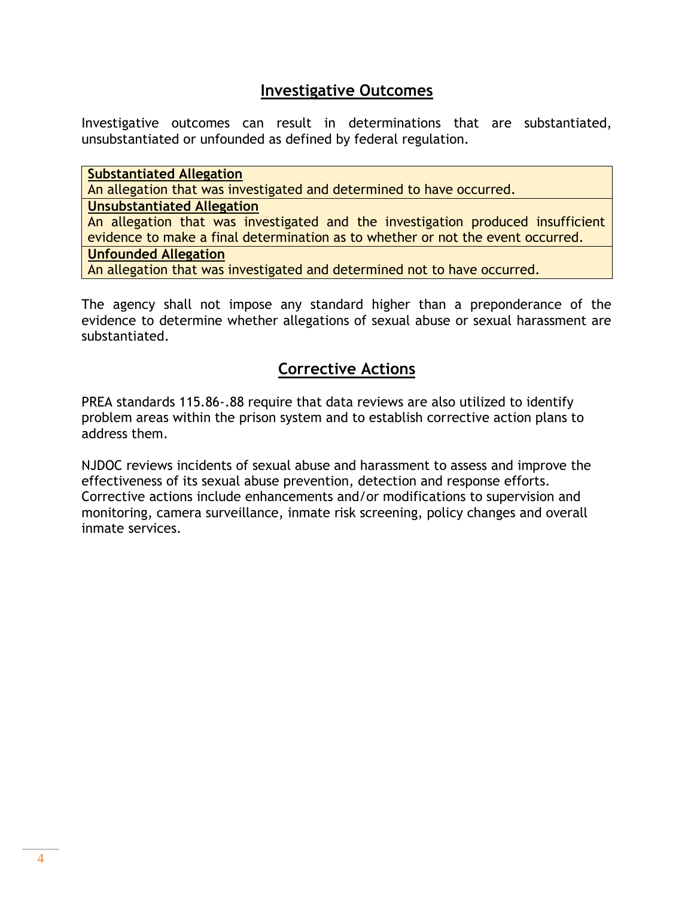## Investigative Outcomes

Investigative outcomes can result in determinations that are substantiated, unsubstantiated or unfounded as defined by federal regulation.

| **Substantiated Allegation** |
|---|
| An allegation that was investigated and determined to have occurred. |
| **Unsubstantiated Allegation** |
| An allegation that was investigated and the investigation produced insufficient evidence to make a final determination as to whether or not the event occurred. |
| **Unfounded Allegation** |
| An allegation that was investigated and determined not to have occurred. |

The agency shall not impose any standard higher than a preponderance of the evidence to determine whether allegations of sexual abuse or sexual harassment are substantiated.

## Corrective Actions

PREA standards 115.86-.88 require that data reviews are also utilized to identify problem areas within the prison system and to establish corrective action plans to address them.

NJDOC reviews incidents of sexual abuse and harassment to assess and improve the effectiveness of its sexual abuse prevention, detection and response efforts. Corrective actions include enhancements and/or modifications to supervision and monitoring, camera surveillance, inmate risk screening, policy changes and overall inmate services.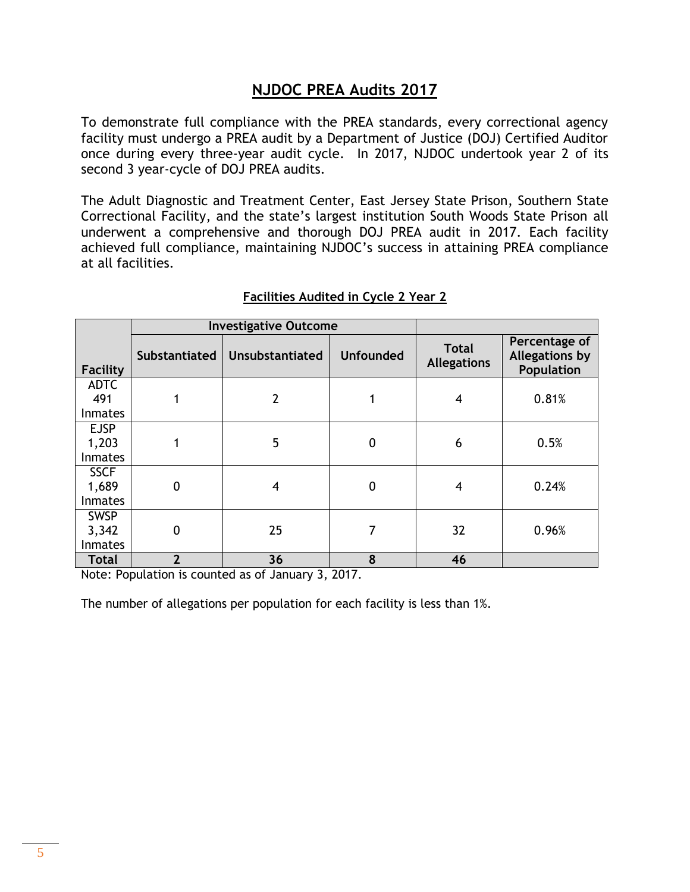# NJDOC PREA Audits 2017

To demonstrate full compliance with the PREA standards, every correctional agency facility must undergo a PREA audit by a Department of Justice (DOJ) Certified Auditor once during every three-year audit cycle. In 2017, NJDOC undertook year 2 of its second 3 year-cycle of DOJ PREA audits.

The Adult Diagnostic and Treatment Center, East Jersey State Prison, Southern State Correctional Facility, and the state's largest institution South Woods State Prison all underwent a comprehensive and thorough DOJ PREA audit in 2017. Each facility achieved full compliance, maintaining NJDOC's success in attaining PREA compliance at all facilities.

**Facilities Audited in Cycle 2 Year 2**

| | Investigative Outcome | | | | |
|---|---|---|---|---|---|
| **Facility** | **Substantiated** | **Unsubstantiated** | **Unfounded** | **Total Allegations** | **Percentage of Allegations by Population** |
| ADTC 491 Inmates | 1 | 2 | 1 | 4 | 0.81% |
| EJSP 1,203 Inmates | 1 | 5 | 0 | 6 | 0.5% |
| SSCF 1,689 Inmates | 0 | 4 | 0 | 4 | 0.24% |
| SWSP 3,342 Inmates | 0 | 25 | 7 | 32 | 0.96% |
| **Total** | **2** | **36** | **8** | **46** | |

Note: Population is counted as of January 3, 2017.

The number of allegations per population for each facility is less than 1%.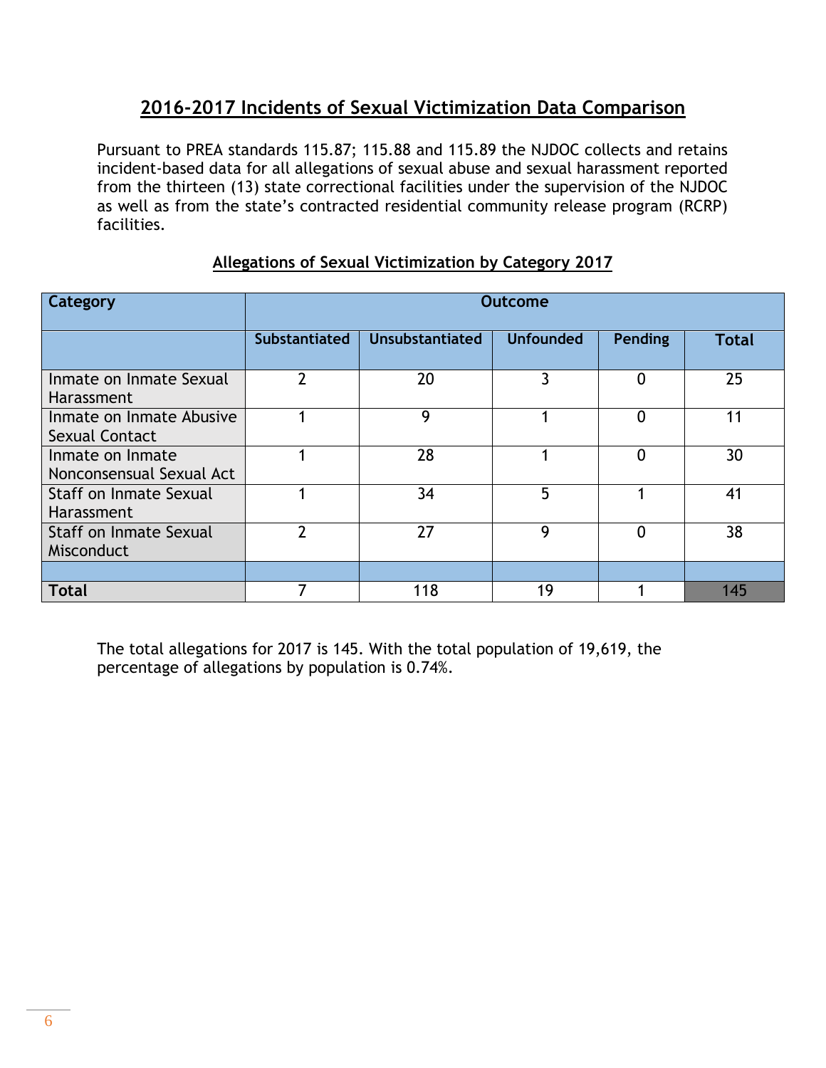## 2016-2017 Incidents of Sexual Victimization Data Comparison

Pursuant to PREA standards 115.87; 115.88 and 115.89 the NJDOC collects and retains incident-based data for all allegations of sexual abuse and sexual harassment reported from the thirteen (13) state correctional facilities under the supervision of the NJDOC as well as from the state's contracted residential community release program (RCRP) facilities.

### Allegations of Sexual Victimization by Category 2017

| Category | Outcome | | | | |
|---|---|---|---|---|---|
| | Substantiated | Unsubstantiated | Unfounded | Pending | Total |
| Inmate on Inmate Sexual Harassment | 2 | 20 | 3 | 0 | 25 |
| Inmate on Inmate Abusive Sexual Contact | 1 | 9 | 1 | 0 | 11 |
| Inmate on Inmate Nonconsensual Sexual Act | 1 | 28 | 1 | 0 | 30 |
| Staff on Inmate Sexual Harassment | 1 | 34 | 5 | 1 | 41 |
| Staff on Inmate Sexual Misconduct | 2 | 27 | 9 | 0 | 38 |
| | | | | | |
| **Total** | 7 | 118 | 19 | 1 | 145 |

The total allegations for 2017 is 145. With the total population of 19,619, the percentage of allegations by population is 0.74%.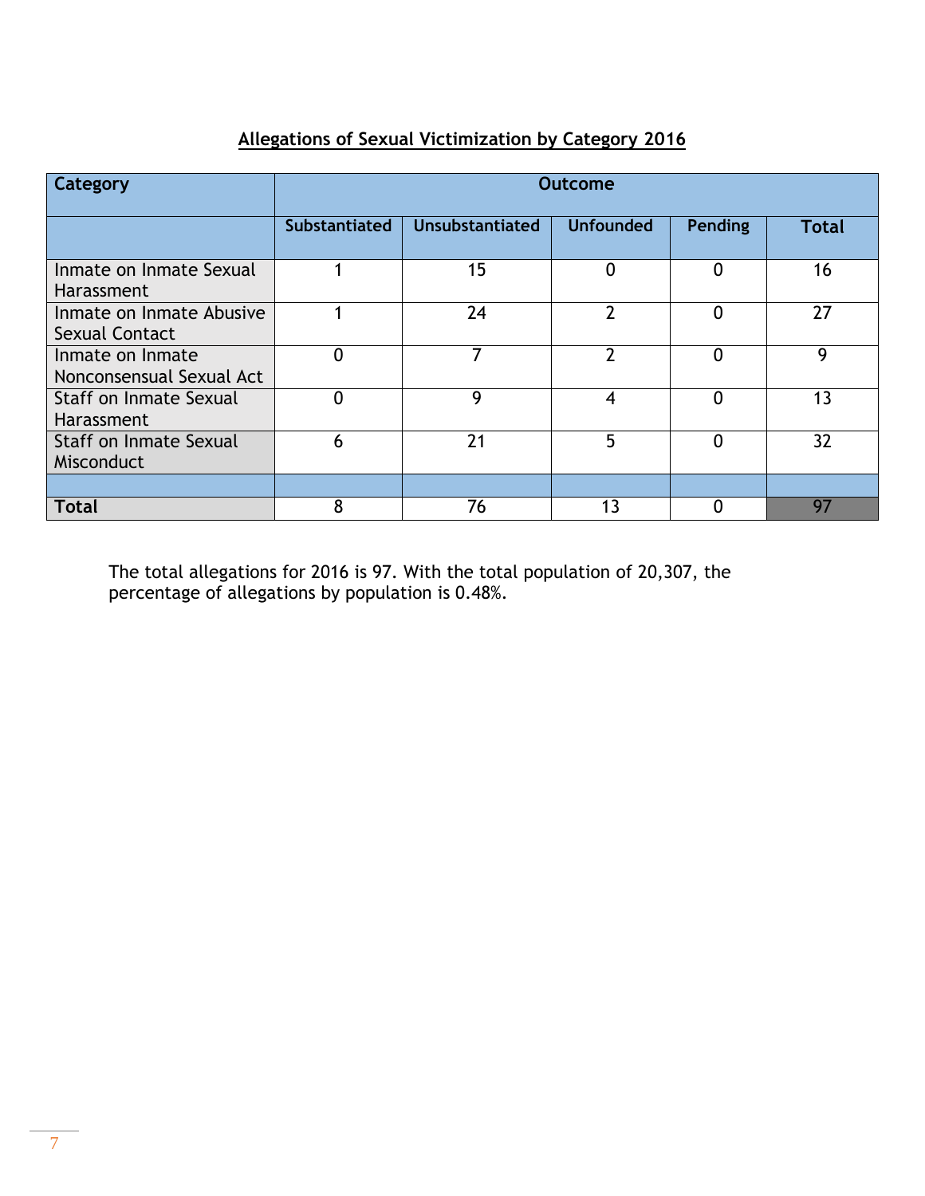## Allegations of Sexual Victimization by Category 2016

| Category | Outcome | | | | |
|---|---|---|---|---|---|
| | Substantiated | Unsubstantiated | Unfounded | Pending | Total |
| Inmate on Inmate Sexual Harassment | 1 | 15 | 0 | 0 | 16 |
| Inmate on Inmate Abusive Sexual Contact | 1 | 24 | 2 | 0 | 27 |
| Inmate on Inmate Nonconsensual Sexual Act | 0 | 7 | 2 | 0 | 9 |
| Staff on Inmate Sexual Harassment | 0 | 9 | 4 | 0 | 13 |
| Staff on Inmate Sexual Misconduct | 6 | 21 | 5 | 0 | 32 |
| | | | | | |
| **Total** | 8 | 76 | 13 | 0 | 97 |

The total allegations for 2016 is 97. With the total population of 20,307, the percentage of allegations by population is 0.48%.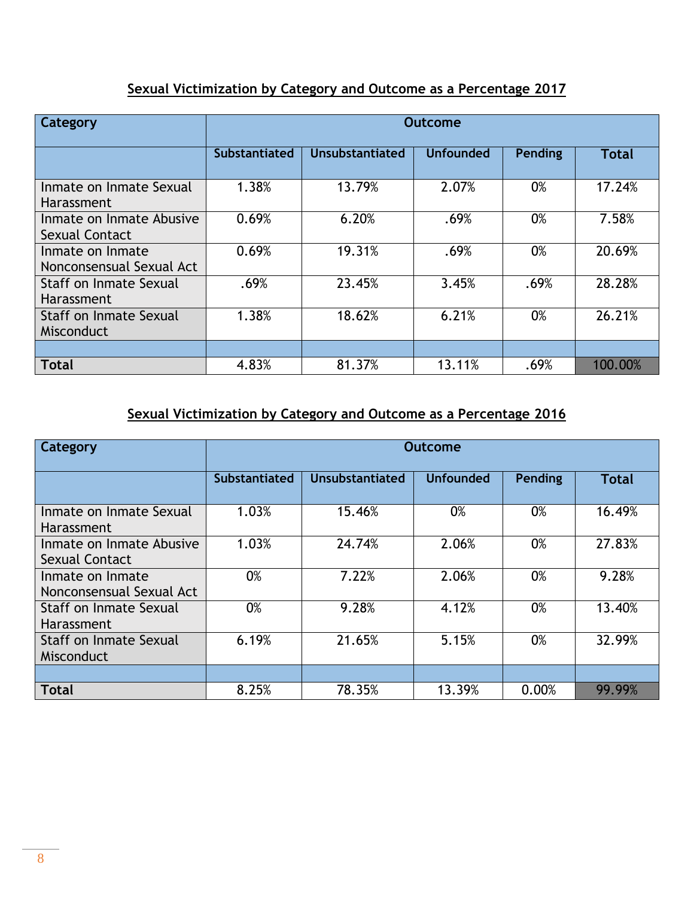## Sexual Victimization by Category and Outcome as a Percentage 2017

| Category | Outcome | | | | |
|---|---|---|---|---|---|
| | Substantiated | Unsubstantiated | Unfounded | Pending | Total |
| Inmate on Inmate Sexual Harassment | 1.38% | 13.79% | 2.07% | 0% | 17.24% |
| Inmate on Inmate Abusive Sexual Contact | 0.69% | 6.20% | .69% | 0% | 7.58% |
| Inmate on Inmate Nonconsensual Sexual Act | 0.69% | 19.31% | .69% | 0% | 20.69% |
| Staff on Inmate Sexual Harassment | .69% | 23.45% | 3.45% | .69% | 28.28% |
| Staff on Inmate Sexual Misconduct | 1.38% | 18.62% | 6.21% | 0% | 26.21% |
| | | | | | |
| **Total** | 4.83% | 81.37% | 13.11% | .69% | 100.00% |

## Sexual Victimization by Category and Outcome as a Percentage 2016

| Category | Outcome | | | | |
|---|---|---|---|---|---|
| | Substantiated | Unsubstantiated | Unfounded | Pending | Total |
| Inmate on Inmate Sexual Harassment | 1.03% | 15.46% | 0% | 0% | 16.49% |
| Inmate on Inmate Abusive Sexual Contact | 1.03% | 24.74% | 2.06% | 0% | 27.83% |
| Inmate on Inmate Nonconsensual Sexual Act | 0% | 7.22% | 2.06% | 0% | 9.28% |
| Staff on Inmate Sexual Harassment | 0% | 9.28% | 4.12% | 0% | 13.40% |
| Staff on Inmate Sexual Misconduct | 6.19% | 21.65% | 5.15% | 0% | 32.99% |
| | | | | | |
| **Total** | 8.25% | 78.35% | 13.39% | 0.00% | 99.99% |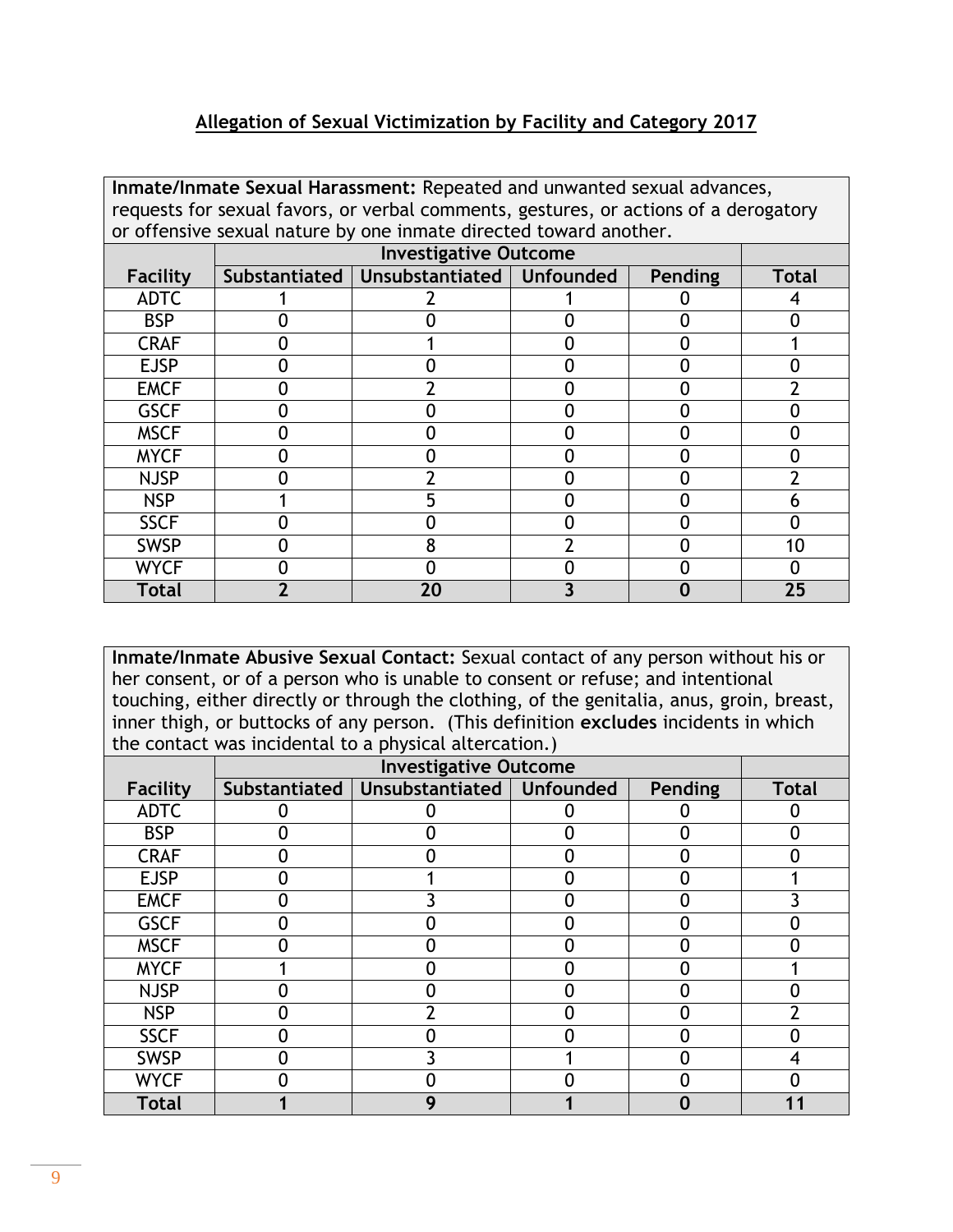## Allegation of Sexual Victimization by Facility and Category 2017

**Inmate/Inmate Sexual Harassment:** Repeated and unwanted sexual advances, requests for sexual favors, or verbal comments, gestures, or actions of a derogatory or offensive sexual nature by one inmate directed toward another.

| | Investigative Outcome | | | | |
|---|---|---|---|---|---|
| **Facility** | **Substantiated** | **Unsubstantiated** | **Unfounded** | **Pending** | **Total** |
| ADTC | 1 | 2 | 1 | 0 | 4 |
| BSP | 0 | 0 | 0 | 0 | 0 |
| CRAF | 0 | 1 | 0 | 0 | 1 |
| EJSP | 0 | 0 | 0 | 0 | 0 |
| EMCF | 0 | 2 | 0 | 0 | 2 |
| GSCF | 0 | 0 | 0 | 0 | 0 |
| MSCF | 0 | 0 | 0 | 0 | 0 |
| MYCF | 0 | 0 | 0 | 0 | 0 |
| NJSP | 0 | 2 | 0 | 0 | 2 |
| NSP | 1 | 5 | 0 | 0 | 6 |
| SSCF | 0 | 0 | 0 | 0 | 0 |
| SWSP | 0 | 8 | 2 | 0 | 10 |
| WYCF | 0 | 0 | 0 | 0 | 0 |
| **Total** | **2** | **20** | **3** | **0** | **25** |

**Inmate/Inmate Abusive Sexual Contact:** Sexual contact of any person without his or her consent, or of a person who is unable to consent or refuse; and intentional touching, either directly or through the clothing, of the genitalia, anus, groin, breast, inner thigh, or buttocks of any person. (This definition **excludes** incidents in which the contact was incidental to a physical altercation.)

| | Investigative Outcome | | | | |
|---|---|---|---|---|---|
| **Facility** | **Substantiated** | **Unsubstantiated** | **Unfounded** | **Pending** | **Total** |
| ADTC | 0 | 0 | 0 | 0 | 0 |
| BSP | 0 | 0 | 0 | 0 | 0 |
| CRAF | 0 | 0 | 0 | 0 | 0 |
| EJSP | 0 | 1 | 0 | 0 | 1 |
| EMCF | 0 | 3 | 0 | 0 | 3 |
| GSCF | 0 | 0 | 0 | 0 | 0 |
| MSCF | 0 | 0 | 0 | 0 | 0 |
| MYCF | 1 | 0 | 0 | 0 | 1 |
| NJSP | 0 | 0 | 0 | 0 | 0 |
| NSP | 0 | 2 | 0 | 0 | 2 |
| SSCF | 0 | 0 | 0 | 0 | 0 |
| SWSP | 0 | 3 | 1 | 0 | 4 |
| WYCF | 0 | 0 | 0 | 0 | 0 |
| **Total** | **1** | **9** | **1** | **0** | **11** |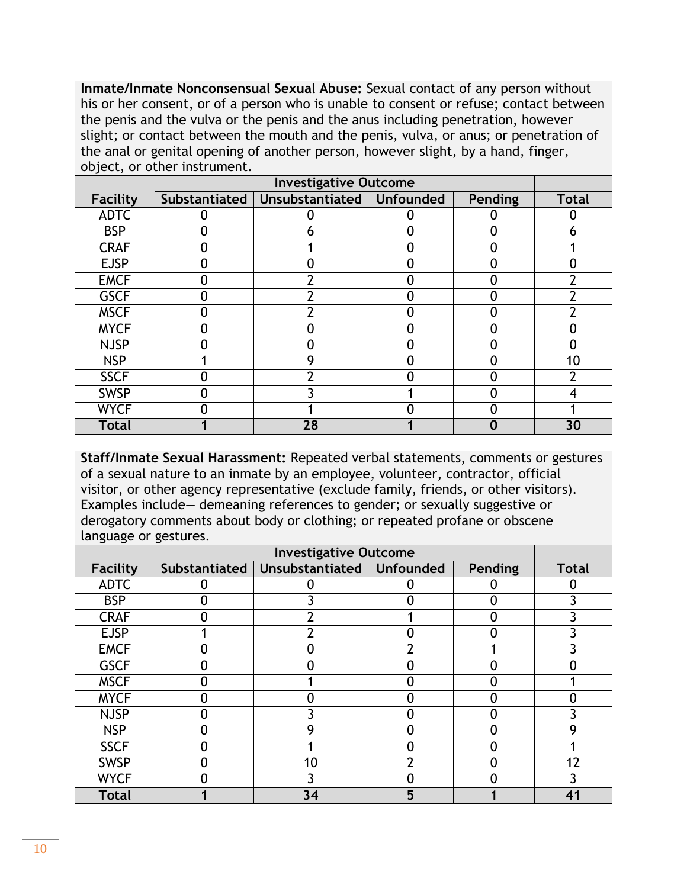**Inmate/Inmate Nonconsensual Sexual Abuse:** Sexual contact of any person without his or her consent, or of a person who is unable to consent or refuse; contact between the penis and the vulva or the penis and the anus including penetration, however slight; or contact between the mouth and the penis, vulva, or anus; or penetration of the anal or genital opening of another person, however slight, by a hand, finger, object, or other instrument.

| | Investigative Outcome | | | | |
|---|---|---|---|---|---|
| **Facility** | **Substantiated** | **Unsubstantiated** | **Unfounded** | **Pending** | **Total** |
| ADTC | 0 | 0 | 0 | 0 | 0 |
| BSP | 0 | 6 | 0 | 0 | 6 |
| CRAF | 0 | 1 | 0 | 0 | 1 |
| EJSP | 0 | 0 | 0 | 0 | 0 |
| EMCF | 0 | 2 | 0 | 0 | 2 |
| GSCF | 0 | 2 | 0 | 0 | 2 |
| MSCF | 0 | 2 | 0 | 0 | 2 |
| MYCF | 0 | 0 | 0 | 0 | 0 |
| NJSP | 0 | 0 | 0 | 0 | 0 |
| NSP | 1 | 9 | 0 | 0 | 10 |
| SSCF | 0 | 2 | 0 | 0 | 2 |
| SWSP | 0 | 3 | 1 | 0 | 4 |
| WYCF | 0 | 1 | 0 | 0 | 1 |
| **Total** | **1** | **28** | **1** | **0** | **30** |

**Staff/Inmate Sexual Harassment:** Repeated verbal statements, comments or gestures of a sexual nature to an inmate by an employee, volunteer, contractor, official visitor, or other agency representative (exclude family, friends, or other visitors). Examples include— demeaning references to gender; or sexually suggestive or derogatory comments about body or clothing; or repeated profane or obscene language or gestures.

| | Investigative Outcome | | | | |
|---|---|---|---|---|---|
| **Facility** | **Substantiated** | **Unsubstantiated** | **Unfounded** | **Pending** | **Total** |
| ADTC | 0 | 0 | 0 | 0 | 0 |
| BSP | 0 | 3 | 0 | 0 | 3 |
| CRAF | 0 | 2 | 1 | 0 | 3 |
| EJSP | 1 | 2 | 0 | 0 | 3 |
| EMCF | 0 | 0 | 2 | 1 | 3 |
| GSCF | 0 | 0 | 0 | 0 | 0 |
| MSCF | 0 | 1 | 0 | 0 | 1 |
| MYCF | 0 | 0 | 0 | 0 | 0 |
| NJSP | 0 | 3 | 0 | 0 | 3 |
| NSP | 0 | 9 | 0 | 0 | 9 |
| SSCF | 0 | 1 | 0 | 0 | 1 |
| SWSP | 0 | 10 | 2 | 0 | 12 |
| WYCF | 0 | 3 | 0 | 0 | 3 |
| **Total** | **1** | **34** | **5** | **1** | **41** |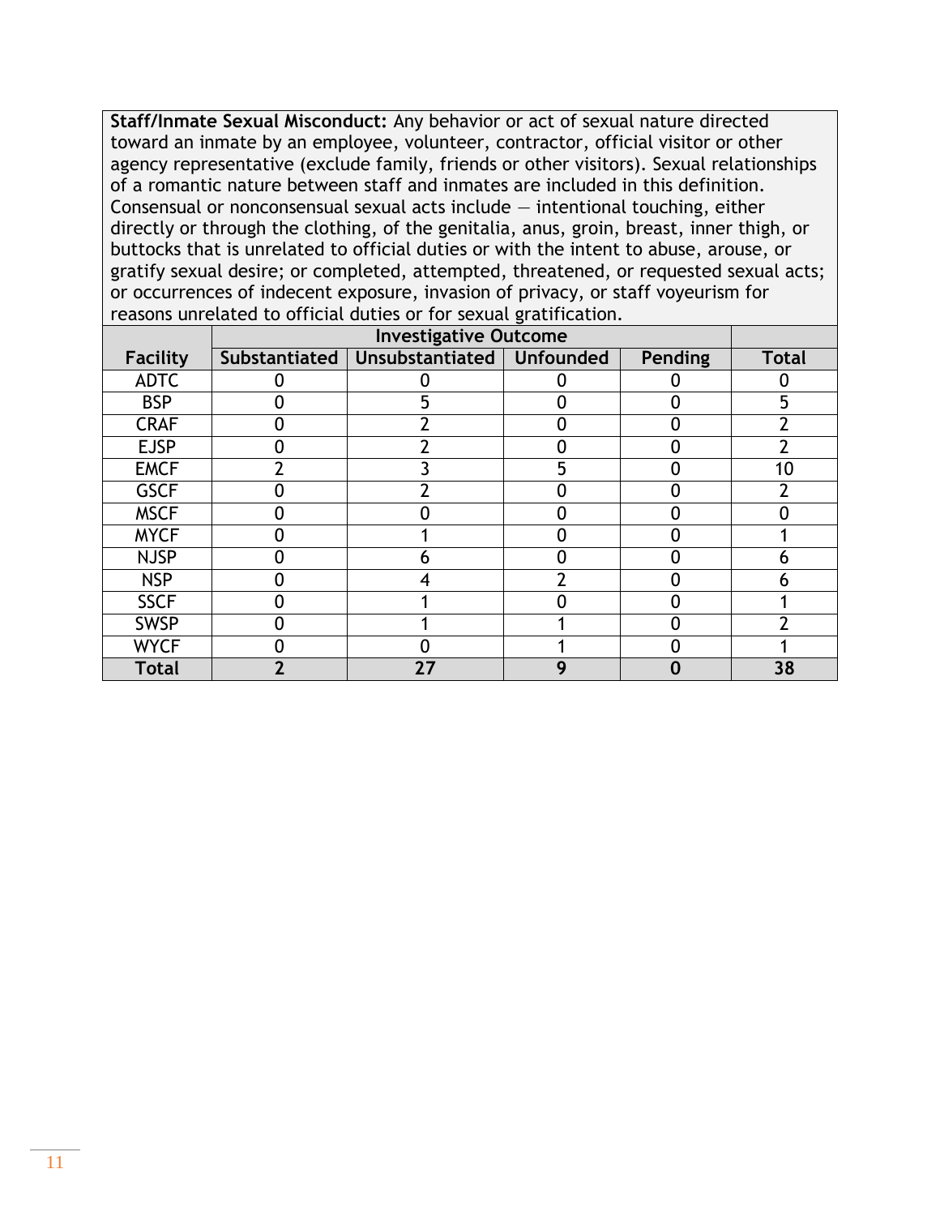**Staff/Inmate Sexual Misconduct:** Any behavior or act of sexual nature directed toward an inmate by an employee, volunteer, contractor, official visitor or other agency representative (exclude family, friends or other visitors). Sexual relationships of a romantic nature between staff and inmates are included in this definition. Consensual or nonconsensual sexual acts include — intentional touching, either directly or through the clothing, of the genitalia, anus, groin, breast, inner thigh, or buttocks that is unrelated to official duties or with the intent to abuse, arouse, or gratify sexual desire; or completed, attempted, threatened, or requested sexual acts; or occurrences of indecent exposure, invasion of privacy, or staff voyeurism for reasons unrelated to official duties or for sexual gratification.

| | Investigative Outcome | | | | |
|---|---|---|---|---|---|
| **Facility** | **Substantiated** | **Unsubstantiated** | **Unfounded** | **Pending** | **Total** |
| ADTC | 0 | 0 | 0 | 0 | 0 |
| BSP | 0 | 5 | 0 | 0 | 5 |
| CRAF | 0 | 2 | 0 | 0 | 2 |
| EJSP | 0 | 2 | 0 | 0 | 2 |
| EMCF | 2 | 3 | 5 | 0 | 10 |
| GSCF | 0 | 2 | 0 | 0 | 2 |
| MSCF | 0 | 0 | 0 | 0 | 0 |
| MYCF | 0 | 1 | 0 | 0 | 1 |
| NJSP | 0 | 6 | 0 | 0 | 6 |
| NSP | 0 | 4 | 2 | 0 | 6 |
| SSCF | 0 | 1 | 0 | 0 | 1 |
| SWSP | 0 | 1 | 1 | 0 | 2 |
| WYCF | 0 | 0 | 1 | 0 | 1 |
| **Total** | **2** | **27** | **9** | **0** | **38** |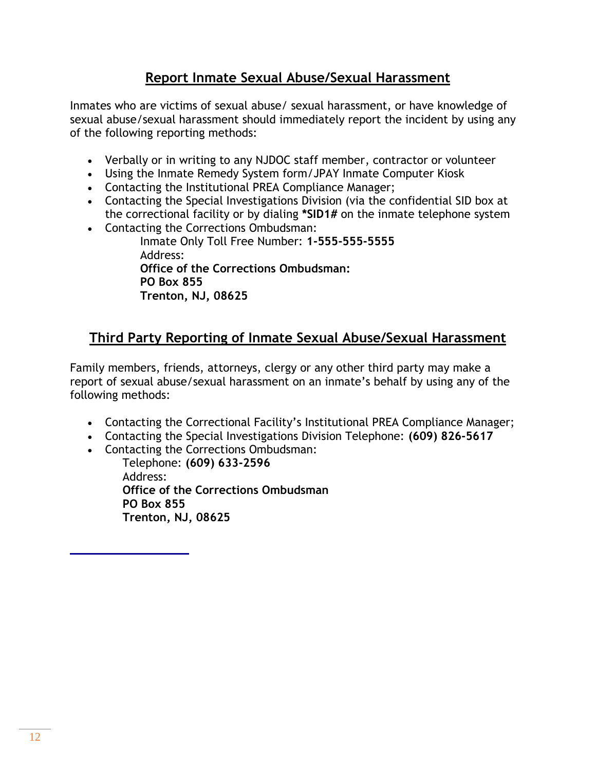## Report Inmate Sexual Abuse/Sexual Harassment

Inmates who are victims of sexual abuse/ sexual harassment, or have knowledge of sexual abuse/sexual harassment should immediately report the incident by using any of the following reporting methods:

- Verbally or in writing to any NJDOC staff member, contractor or volunteer
- Using the Inmate Remedy System form/JPAY Inmate Computer Kiosk
- Contacting the Institutional PREA Compliance Manager;
- Contacting the Special Investigations Division (via the confidential SID box at the correctional facility or by dialing **\*SID1#** on the inmate telephone system
- Contacting the Corrections Ombudsman:

  Inmate Only Toll Free Number: **1-555-555-5555**

  Address:

  **Office of the Corrections Ombudsman:**

  **PO Box 855**

  **Trenton, NJ, 08625**

## Third Party Reporting of Inmate Sexual Abuse/Sexual Harassment

Family members, friends, attorneys, clergy or any other third party may make a report of sexual abuse/sexual harassment on an inmate's behalf by using any of the following methods:

- Contacting the Correctional Facility's Institutional PREA Compliance Manager;
- Contacting the Special Investigations Division Telephone: **(609) 826-5617**
- Contacting the Corrections Ombudsman:

  Telephone: **(609) 633-2596**

  Address:

  **Office of the Corrections Ombudsman**

  **PO Box 855**

  **Trenton, NJ, 08625**